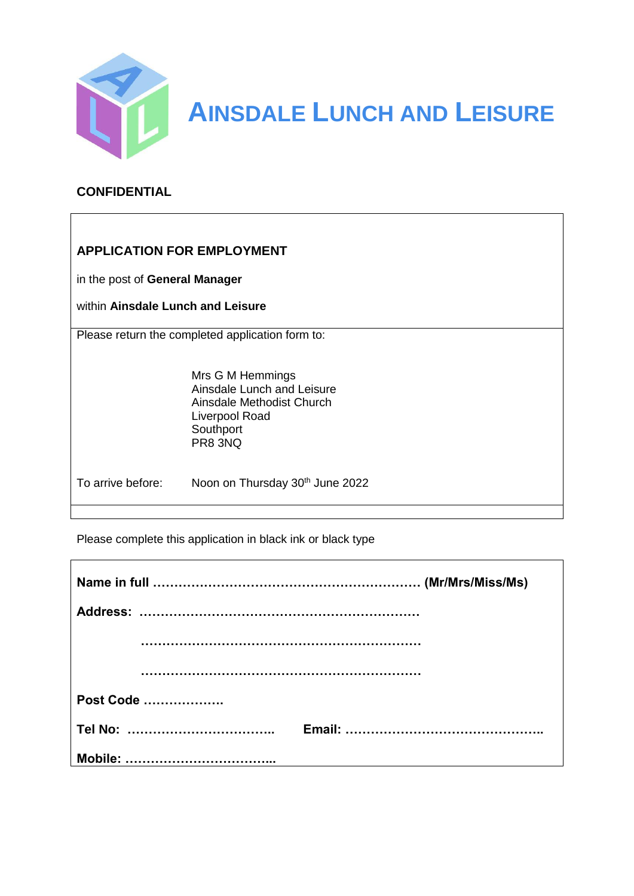# AINSDALE LUNCH AND LEISURE

**CONFIDENTIAL**

## APPLICATION FOR EMPLOYMENT

in the post of **General Manager**

within **Ainsdale Lunch and Leisure**

Please return the completed application form to:

Mrs G M Hemmings
Ainsdale Lunch and Leisure
Ainsdale Methodist Church
Liverpool Road
Southport
PR8 3NQ

To arrive before: Noon on Thursday 30th June 2022

Please complete this application in black ink or black type

**Name in full ………………………………………………………. (Mr/Mrs/Miss/Ms)**

**Address: ……………………………………………………….**

**……………………………………………………….**

**……………………………………………………….**

**Post Code ……………….**

**Tel No: …………………………….. Email: ………………………………………..**

**Mobile: ……………………………..**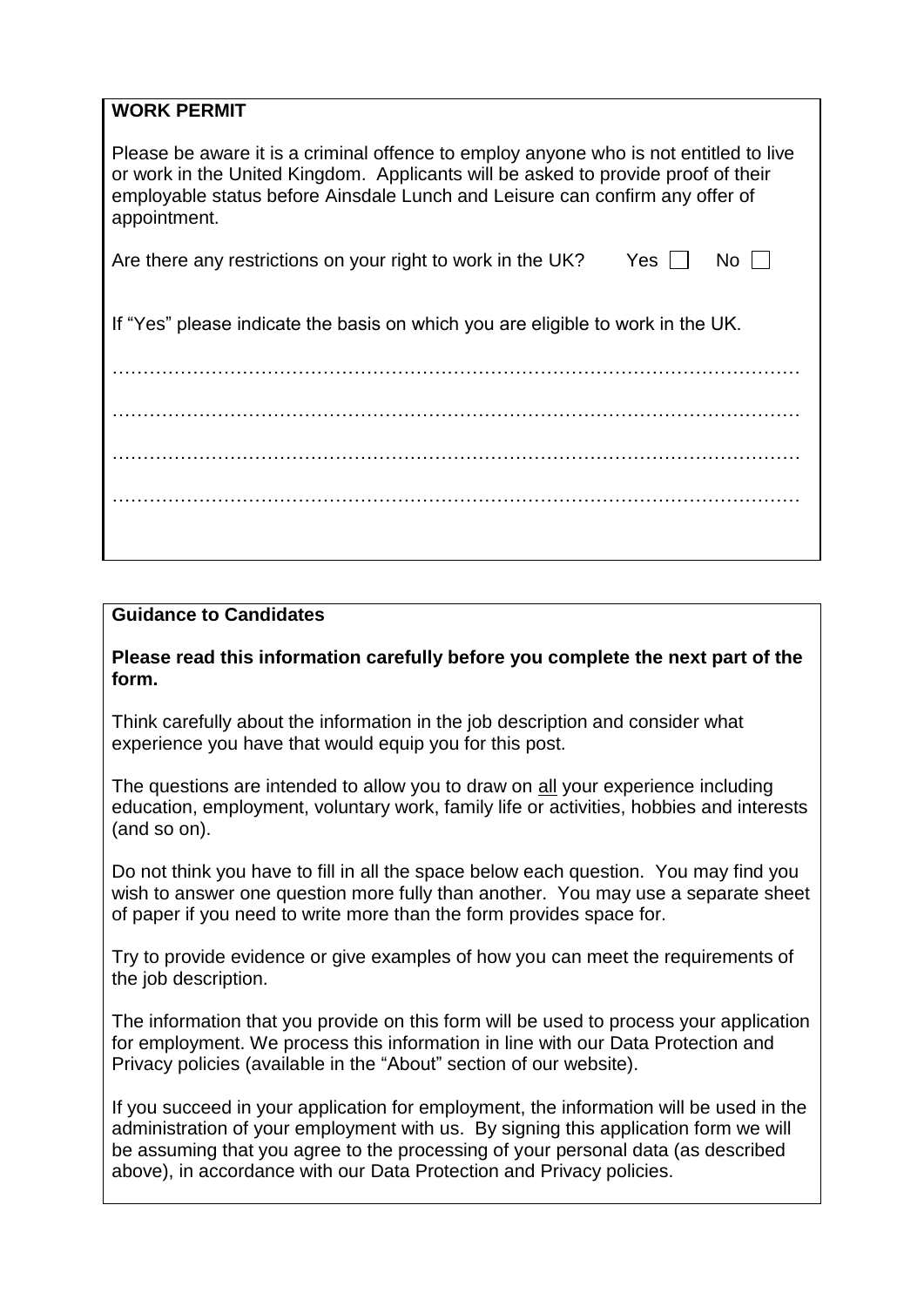## WORK PERMIT

Please be aware it is a criminal offence to employ anyone who is not entitled to live or work in the United Kingdom. Applicants will be asked to provide proof of their employable status before Ainsdale Lunch and Leisure can confirm any offer of appointment.

Are there any restrictions on your right to work in the UK? Yes ☐ No ☐

If "Yes" please indicate the basis on which you are eligible to work in the UK.

…………………………………………………………………………………………………

…………………………………………………………………………………………………

…………………………………………………………………………………………………

…………………………………………………………………………………………………

## Guidance to Candidates

**Please read this information carefully before you complete the next part of the form.**

Think carefully about the information in the job description and consider what experience you have that would equip you for this post.

The questions are intended to allow you to draw on all your experience including education, employment, voluntary work, family life or activities, hobbies and interests (and so on).

Do not think you have to fill in all the space below each question. You may find you wish to answer one question more fully than another. You may use a separate sheet of paper if you need to write more than the form provides space for.

Try to provide evidence or give examples of how you can meet the requirements of the job description.

The information that you provide on this form will be used to process your application for employment. We process this information in line with our Data Protection and Privacy policies (available in the "About" section of our website).

If you succeed in your application for employment, the information will be used in the administration of your employment with us. By signing this application form we will be assuming that you agree to the processing of your personal data (as described above), in accordance with our Data Protection and Privacy policies.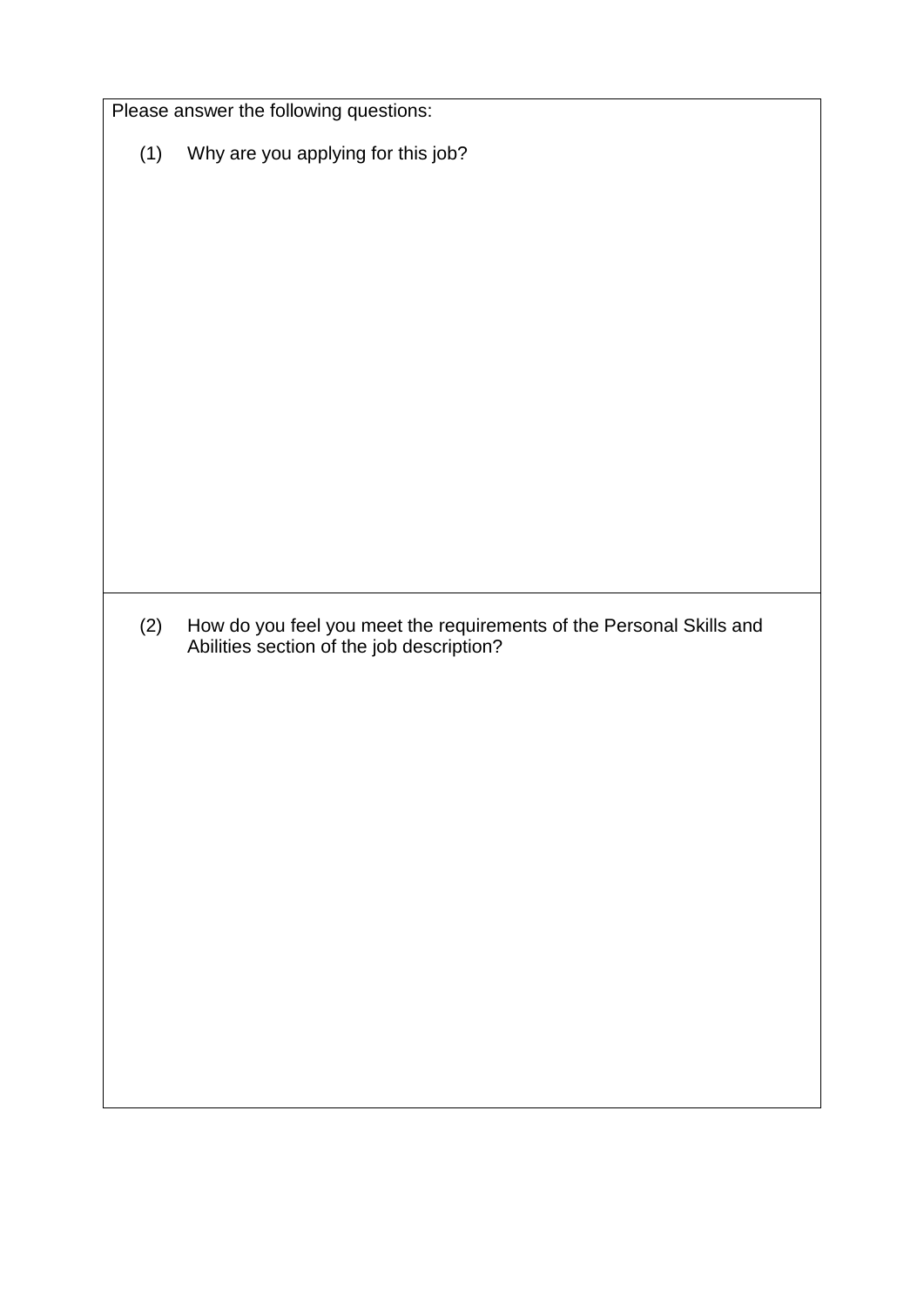Please answer the following questions:

(1) Why are you applying for this job?

(2) How do you feel you meet the requirements of the Personal Skills and Abilities section of the job description?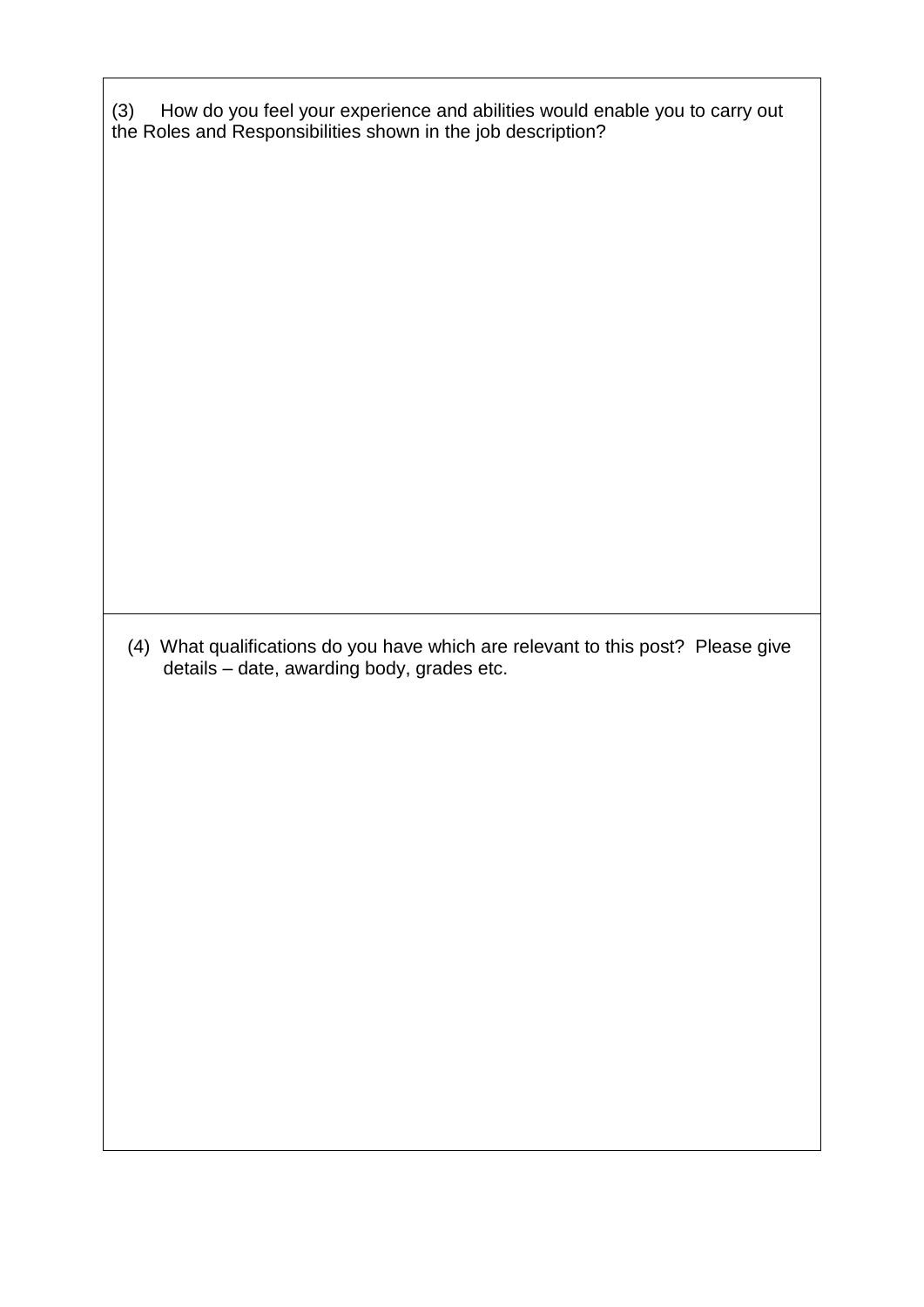(3) How do you feel your experience and abilities would enable you to carry out the Roles and Responsibilities shown in the job description?

(4) What qualifications do you have which are relevant to this post? Please give details – date, awarding body, grades etc.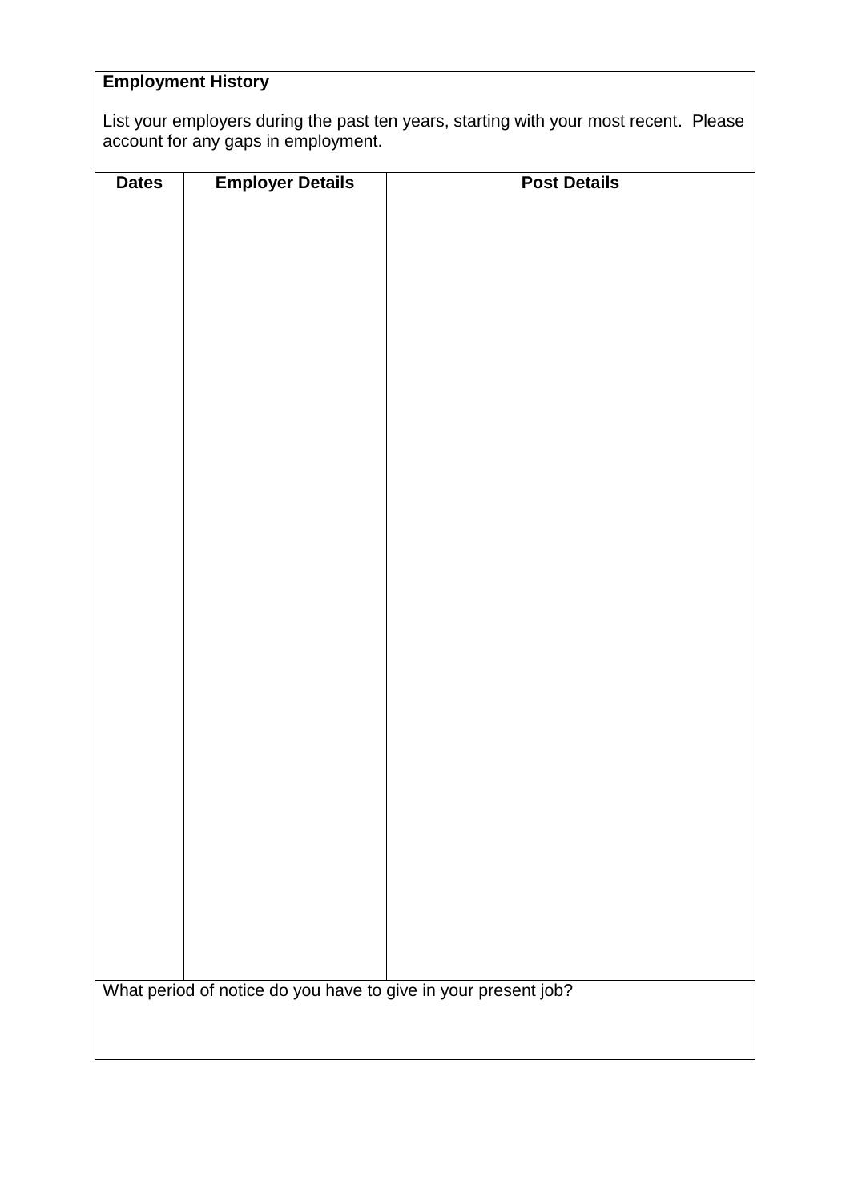**Employment History**

List your employers during the past ten years, starting with your most recent. Please account for any gaps in employment.

| Dates | Employer Details | Post Details |
|---|---|---|
| | | |

What period of notice do you have to give in your present job?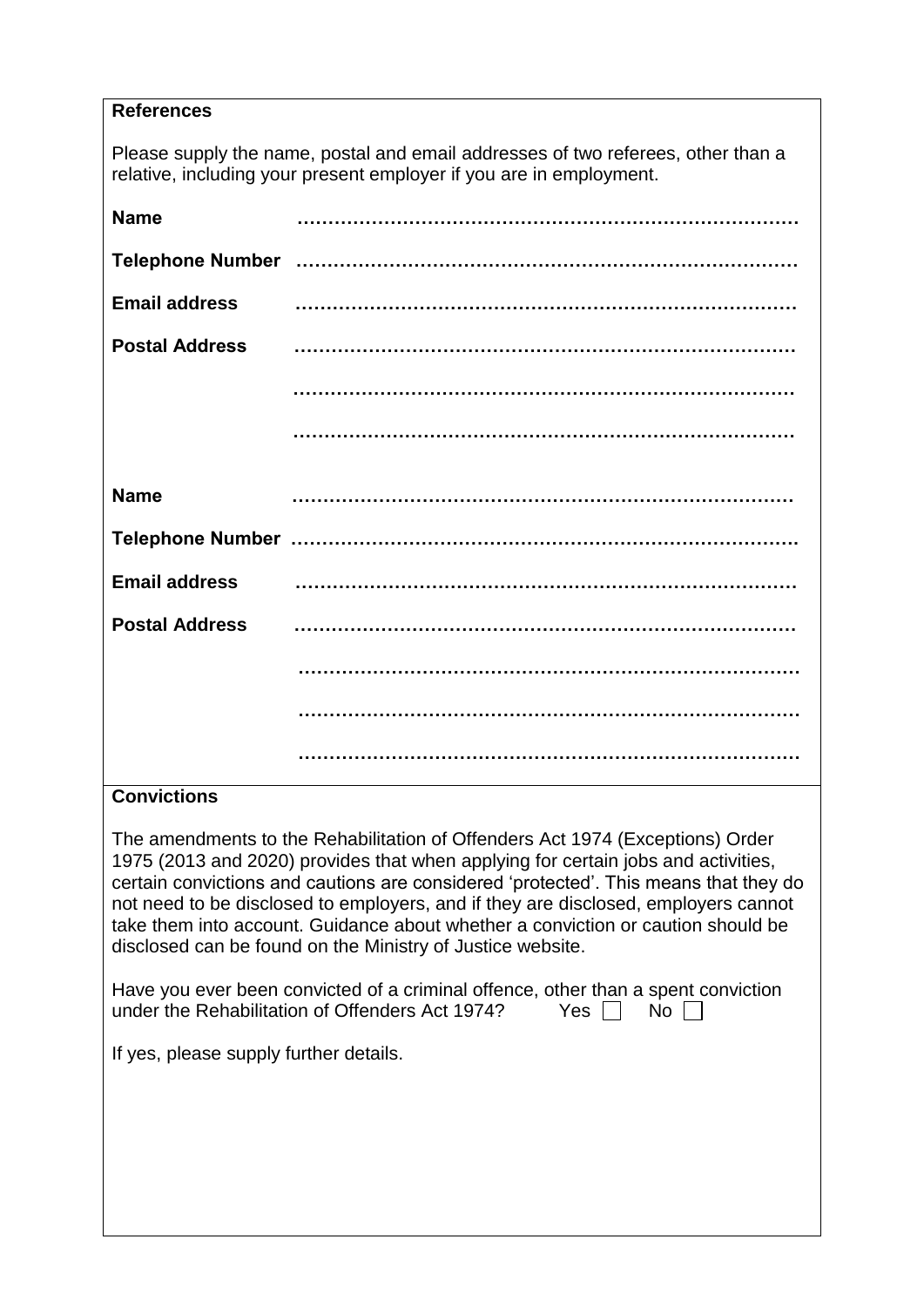**References**

Please supply the name, postal and email addresses of two referees, other than a relative, including your present employer if you are in employment.

**Name** ………………………………………………………………………

**Telephone Number** ………………………………………………………………………

**Email address** ………………………………………………………………………

**Postal Address** ………………………………………………………………………

………………………………………………………………………

………………………………………………………………………

**Name** ………………………………………………………………………

**Telephone Number** ………………………………………………………………………

**Email address** ………………………………………………………………………

**Postal Address** ………………………………………………………………………

………………………………………………………………………

………………………………………………………………………

………………………………………………………………………

**Convictions**

The amendments to the Rehabilitation of Offenders Act 1974 (Exceptions) Order 1975 (2013 and 2020) provides that when applying for certain jobs and activities, certain convictions and cautions are considered 'protected'. This means that they do not need to be disclosed to employers, and if they are disclosed, employers cannot take them into account. Guidance about whether a conviction or caution should be disclosed can be found on the Ministry of Justice website.

Have you ever been convicted of a criminal offence, other than a spent conviction under the Rehabilitation of Offenders Act 1974? Yes ☐ No ☐

If yes, please supply further details.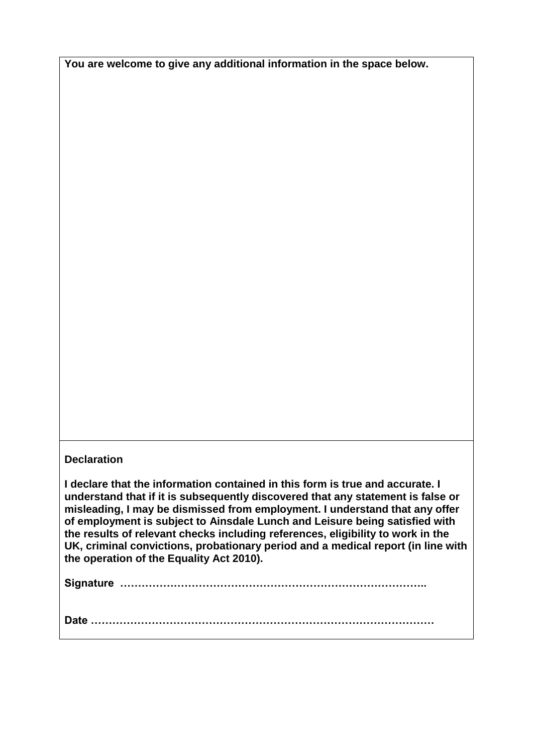**You are welcome to give any additional information in the space below.**

**Declaration**

**I declare that the information contained in this form is true and accurate. I understand that if it is subsequently discovered that any statement is false or misleading, I may be dismissed from employment. I understand that any offer of employment is subject to Ainsdale Lunch and Leisure being satisfied with the results of relevant checks including references, eligibility to work in the UK, criminal convictions, probationary period and a medical report (in line with the operation of the Equality Act 2010).**

**Signature ………………………………………………………………………..**

**Date ………………………………………………………………………………**